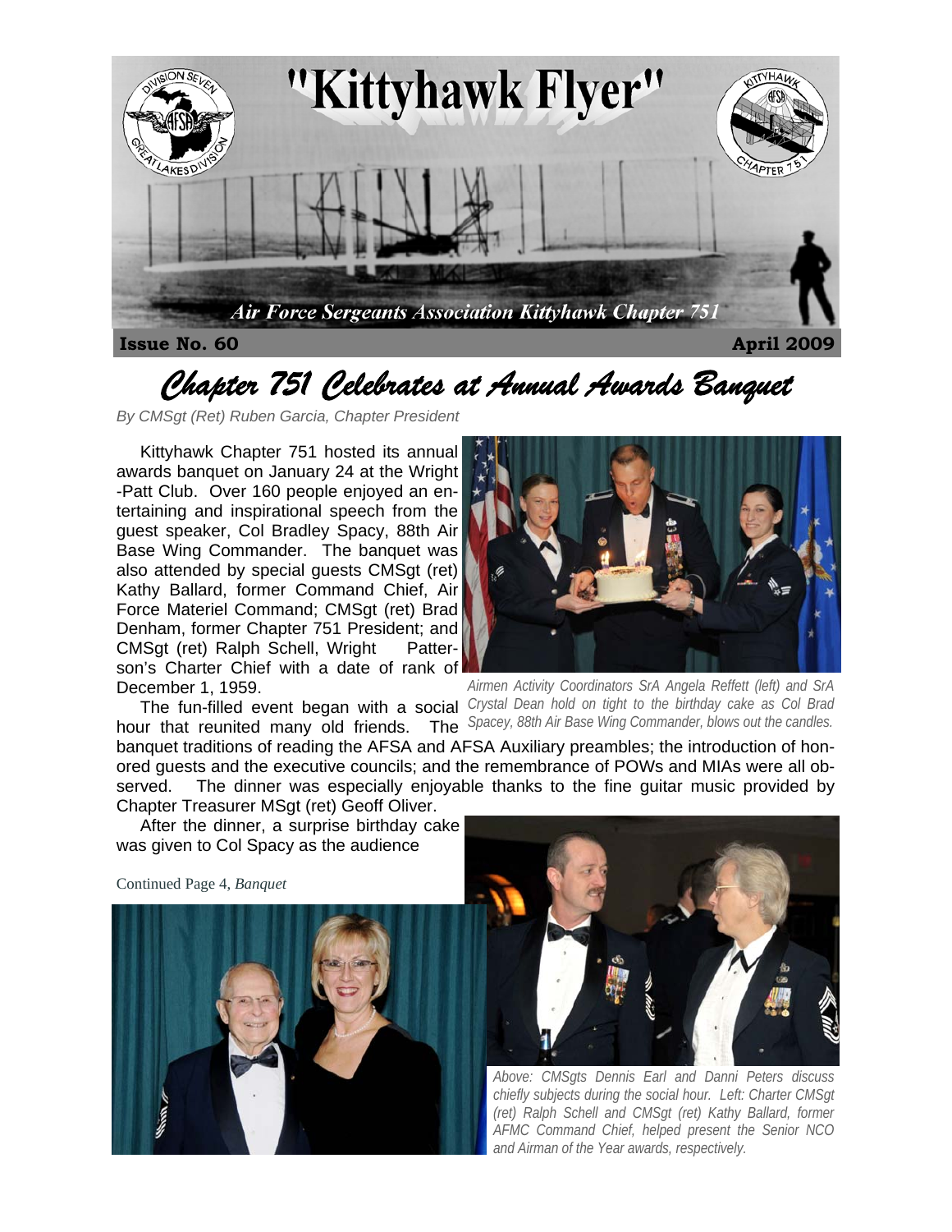# "Kittyhawk Flyer"

*Air Force Sergeants Association Kittyhawk Chapter 751*

**Issue No. 60** **April 2009**

## *Chapter 751 Celebrates at Annual Awards Banquet*

*By CMSgt (Ret) Ruben Garcia, Chapter President*

Kittyhawk Chapter 751 hosted its annual awards banquet on January 24 at the Wright-Patt Club. Over 160 people enjoyed an entertaining and inspirational speech from the guest speaker, Col Bradley Spacy, 88th Air Base Wing Commander. The banquet was also attended by special guests CMSgt (ret) Kathy Ballard, former Command Chief, Air Force Materiel Command; CMSgt (ret) Brad Denham, former Chapter 751 President; and CMSgt (ret) Ralph Schell, Wright Patterson's Charter Chief with a date of rank of December 1, 1959.

*Airmen Activity Coordinators SrA Angela Reffett (left) and SrA Crystal Dean hold on tight to the birthday cake as Col Brad Spacey, 88th Air Base Wing Commander, blows out the candles.*

The fun-filled event began with a social hour that reunited many old friends. The banquet traditions of reading the AFSA and AFSA Auxiliary preambles; the introduction of honored guests and the executive councils; and the remembrance of POWs and MIAs were all observed. The dinner was especially enjoyable thanks to the fine guitar music provided by Chapter Treasurer MSgt (ret) Geoff Oliver.

After the dinner, a surprise birthday cake was given to Col Spacy as the audience

Continued Page 4, *Banquet*

*Above: CMSgts Dennis Earl and Danni Peters discuss chiefly subjects during the social hour. Left: Charter CMSgt (ret) Ralph Schell and CMSgt (ret) Kathy Ballard, former AFMC Command Chief, helped present the Senior NCO and Airman of the Year awards, respectively.*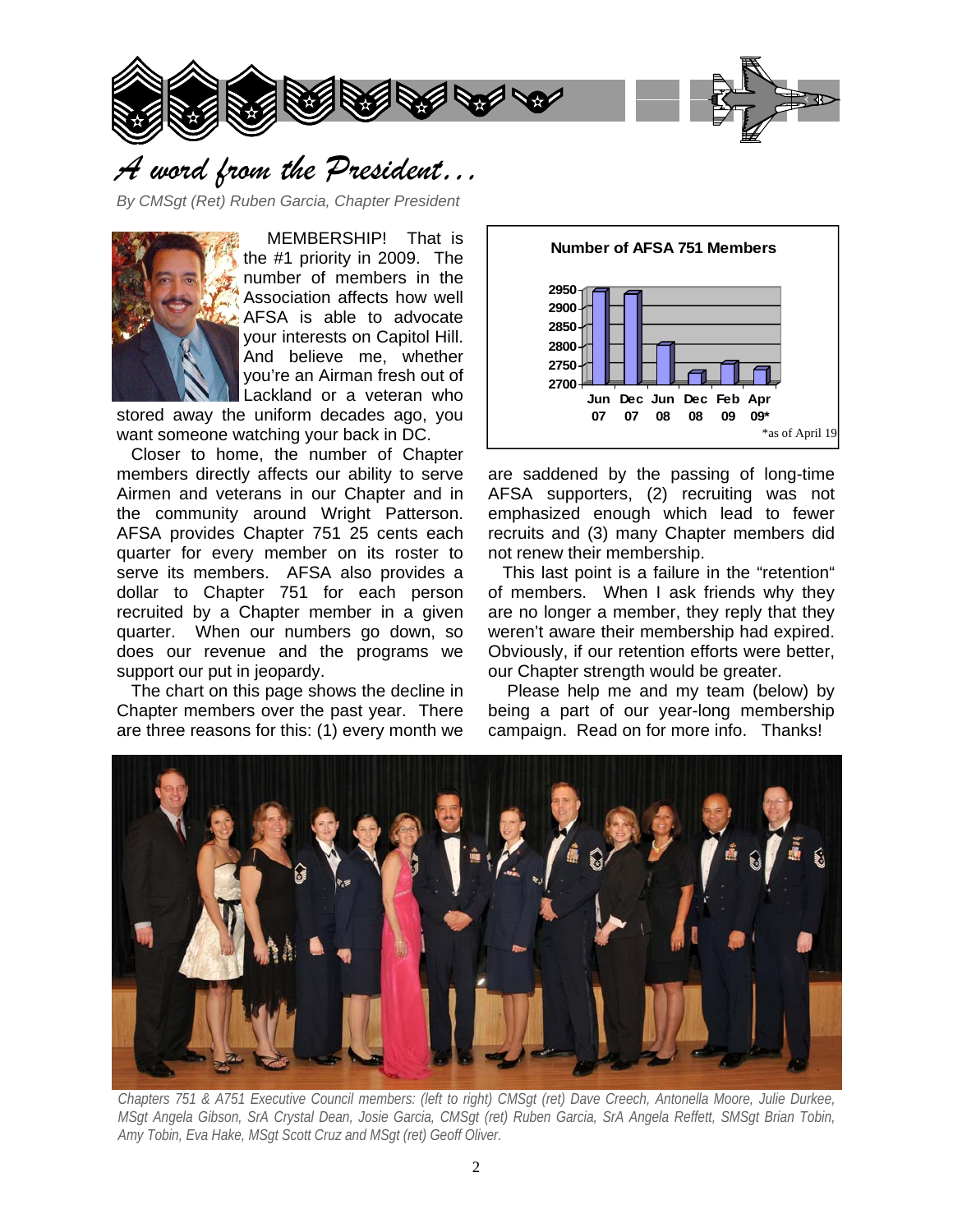# A word from the President...

*By CMSgt (Ret) Ruben Garcia, Chapter President*

MEMBERSHIP! That is the #1 priority in 2009. The number of members in the Association affects how well AFSA is able to advocate your interests on Capitol Hill. And believe me, whether you're an Airman fresh out of Lackland or a veteran who stored away the uniform decades ago, you want someone watching your back in DC.

Closer to home, the number of Chapter members directly affects our ability to serve Airmen and veterans in our Chapter and in the community around Wright Patterson. AFSA provides Chapter 751 25 cents each quarter for every member on its roster to serve its members. AFSA also provides a dollar to Chapter 751 for each person recruited by a Chapter member in a given quarter. When our numbers go down, so does our revenue and the programs we support our put in jeopardy.

The chart on this page shows the decline in Chapter members over the past year. There are three reasons for this: (1) every month we are saddened by the passing of long-time AFSA supporters, (2) recruiting was not emphasized enough which lead to fewer recruits and (3) many Chapter members did not renew their membership.

This last point is a failure in the "retention" of members. When I ask friends why they are no longer a member, they reply that they weren't aware their membership had expired. Obviously, if our retention efforts were better, our Chapter strength would be greater.

Please help me and my team (below) by being a part of our year-long membership campaign. Read on for more info. Thanks!

**Number of AFSA 751 Members**

| Jun 07 | Dec 07 | Jun 08 | Dec 08 | Feb 09 | Apr 09* |
|---|---|---|---|---|---|

*as of April 19

*Chapters 751 & A751 Executive Council members: (left to right) CMSgt (ret) Dave Creech, Antonella Moore, Julie Durkee, MSgt Angela Gibson, SrA Crystal Dean, Josie Garcia, CMSgt (ret) Ruben Garcia, SrA Angela Reffett, SMSgt Brian Tobin, Amy Tobin, Eva Hake, MSgt Scott Cruz and MSgt (ret) Geoff Oliver.*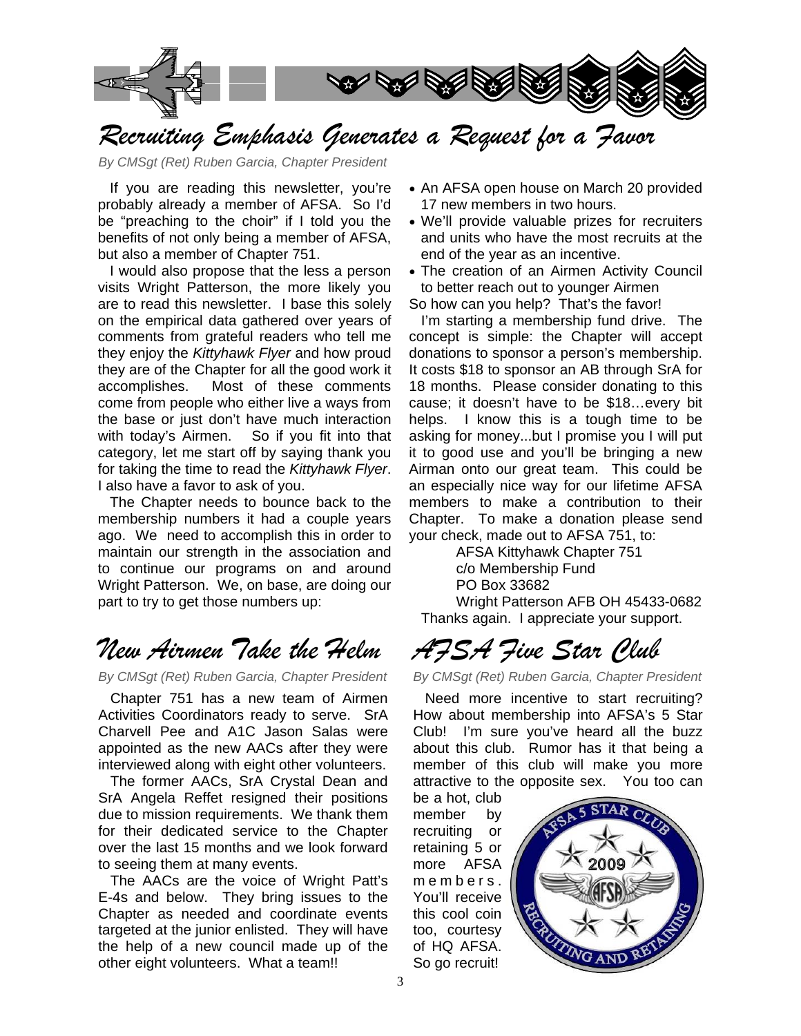# Recruiting Emphasis Generates a Request for a Favor

*By CMSgt (Ret) Ruben Garcia, Chapter President*

If you are reading this newsletter, you're probably already a member of AFSA. So I'd be "preaching to the choir" if I told you the benefits of not only being a member of AFSA, but also a member of Chapter 751.

I would also propose that the less a person visits Wright Patterson, the more likely you are to read this newsletter. I base this solely on the empirical data gathered over years of comments from grateful readers who tell me they enjoy the *Kittyhawk Flyer* and how proud they are of the Chapter for all the good work it accomplishes. Most of these comments come from people who either live a ways from the base or just don't have much interaction with today's Airmen. So if you fit into that category, let me start off by saying thank you for taking the time to read the *Kittyhawk Flyer*. I also have a favor to ask of you.

The Chapter needs to bounce back to the membership numbers it had a couple years ago. We need to accomplish this in order to maintain our strength in the association and to continue our programs on and around Wright Patterson. We, on base, are doing our part to try to get those numbers up:

- An AFSA open house on March 20 provided 17 new members in two hours.
- We'll provide valuable prizes for recruiters and units who have the most recruits at the end of the year as an incentive.
- The creation of an Airmen Activity Council to better reach out to younger Airmen

So how can you help? That's the favor!

I'm starting a membership fund drive. The concept is simple: the Chapter will accept donations to sponsor a person's membership. It costs $18 to sponsor an AB through SrA for 18 months. Please consider donating to this cause; it doesn't have to be $18…every bit helps. I know this is a tough time to be asking for money...but I promise you I will put it to good use and you'll be bringing a new Airman onto our great team. This could be an especially nice way for our lifetime AFSA members to make a contribution to their Chapter. To make a donation please send your check, made out to AFSA 751, to:

AFSA Kittyhawk Chapter 751
c/o Membership Fund
PO Box 33682
Wright Patterson AFB OH 45433-0682

Thanks again. I appreciate your support.

# New Airmen Take the Helm

*By CMSgt (Ret) Ruben Garcia, Chapter President*

Chapter 751 has a new team of Airmen Activities Coordinators ready to serve. SrA Charvell Pee and A1C Jason Salas were appointed as the new AACs after they were interviewed along with eight other volunteers.

The former AACs, SrA Crystal Dean and SrA Angela Reffet resigned their positions due to mission requirements. We thank them for their dedicated service to the Chapter over the last 15 months and we look forward to seeing them at many events.

The AACs are the voice of Wright Patt's E-4s and below. They bring issues to the Chapter as needed and coordinate events targeted at the junior enlisted. They will have the help of a new council made up of the other eight volunteers. What a team!!

# AFSA Five Star Club

*By CMSgt (Ret) Ruben Garcia, Chapter President*

Need more incentive to start recruiting? How about membership into AFSA's 5 Star Club! I'm sure you've heard all the buzz about this club. Rumor has it that being a member of this club will make you more attractive to the opposite sex. You too can be a hot, club member by recruiting or retaining 5 or more AFSA members. You'll receive this cool coin too, courtesy of HQ AFSA. So go recruit!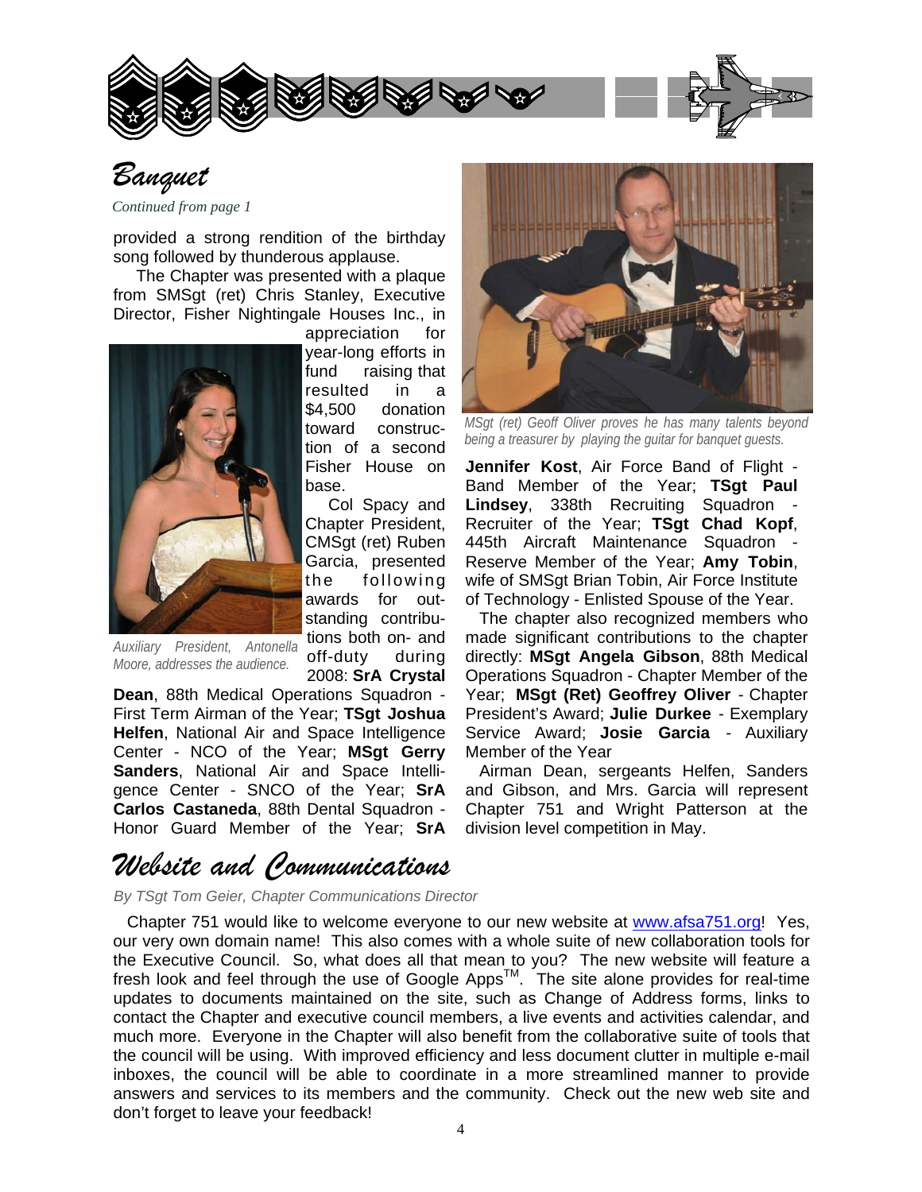# Banquet

*Continued from page 1*

provided a strong rendition of the birthday song followed by thunderous applause.

The Chapter was presented with a plaque from SMSgt (ret) Chris Stanley, Executive Director, Fisher Nightingale Houses Inc., in appreciation for year-long efforts in fund raising that resulted in a $4,500 donation toward construction of a second Fisher House on base.

Auxiliary President, Antonella Moore, addresses the audience.

Col Spacy and Chapter President, CMSgt (ret) Ruben Garcia, presented the following awards for outstanding contributions both on- and off-duty during 2008: **SrA Crystal Dean**, 88th Medical Operations Squadron - First Term Airman of the Year; **TSgt Joshua Helfen**, National Air and Space Intelligence Center - NCO of the Year; **MSgt Gerry Sanders**, National Air and Space Intelligence Center - SNCO of the Year; **SrA Carlos Castaneda**, 88th Dental Squadron - Honor Guard Member of the Year; **SrA Jennifer Kost**, Air Force Band of Flight - Band Member of the Year; **TSgt Paul Lindsey**, 338th Recruiting Squadron - Recruiter of the Year; **TSgt Chad Kopf**, 445th Aircraft Maintenance Squadron - Reserve Member of the Year; **Amy Tobin**, wife of SMSgt Brian Tobin, Air Force Institute of Technology - Enlisted Spouse of the Year.

*MSgt (ret) Geoff Oliver proves he has many talents beyond being a treasurer by playing the guitar for banquet guests.*

The chapter also recognized members who made significant contributions to the chapter directly: **MSgt Angela Gibson**, 88th Medical Operations Squadron - Chapter Member of the Year; **MSgt (Ret) Geoffrey Oliver** - Chapter President's Award; **Julie Durkee** - Exemplary Service Award; **Josie Garcia** - Auxiliary Member of the Year

Airman Dean, sergeants Helfen, Sanders and Gibson, and Mrs. Garcia will represent Chapter 751 and Wright Patterson at the division level competition in May.

# Website and Communications

*By TSgt Tom Geier, Chapter Communications Director*

Chapter 751 would like to welcome everyone to our new website at www.afsa751.org! Yes, our very own domain name! This also comes with a whole suite of new collaboration tools for the Executive Council. So, what does all that mean to you? The new website will feature a fresh look and feel through the use of Google Apps™. The site alone provides for real-time updates to documents maintained on the site, such as Change of Address forms, links to contact the Chapter and executive council members, a live events and activities calendar, and much more. Everyone in the Chapter will also benefit from the collaborative suite of tools that the council will be using. With improved efficiency and less document clutter in multiple e-mail inboxes, the council will be able to coordinate in a more streamlined manner to provide answers and services to its members and the community. Check out the new web site and don't forget to leave your feedback!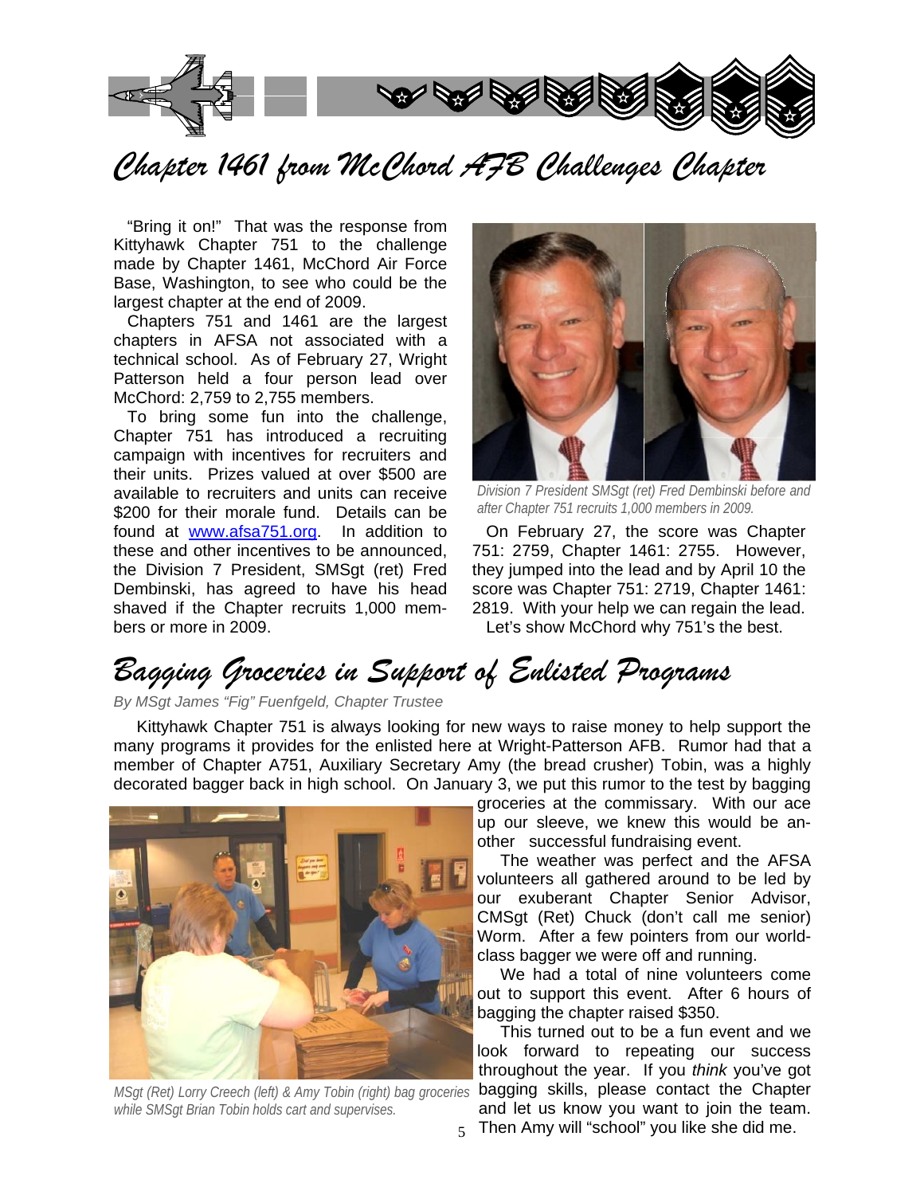# Chapter 1461 from McChord AFB Challenges Chapter

"Bring it on!" That was the response from Kittyhawk Chapter 751 to the challenge made by Chapter 1461, McChord Air Force Base, Washington, to see who could be the largest chapter at the end of 2009.

Chapters 751 and 1461 are the largest chapters in AFSA not associated with a technical school. As of February 27, Wright Patterson held a four person lead over McChord: 2,759 to 2,755 members.

To bring some fun into the challenge, Chapter 751 has introduced a recruiting campaign with incentives for recruiters and their units. Prizes valued at over $500 are available to recruiters and units can receive $200 for their morale fund. Details can be found at [www.afsa751.org](http://www.afsa751.org). In addition to these and other incentives to be announced, the Division 7 President, SMSgt (ret) Fred Dembinski, has agreed to have his head shaved if the Chapter recruits 1,000 members or more in 2009.

*Division 7 President SMSgt (ret) Fred Dembinski before and after Chapter 751 recruits 1,000 members in 2009.*

On February 27, the score was Chapter 751: 2759, Chapter 1461: 2755. However, they jumped into the lead and by April 10 the score was Chapter 751: 2719, Chapter 1461: 2819. With your help we can regain the lead. Let's show McChord why 751's the best.

# Bagging Groceries in Support of Enlisted Programs

*By MSgt James "Fig" Fuenfgeld, Chapter Trustee*

Kittyhawk Chapter 751 is always looking for new ways to raise money to help support the many programs it provides for the enlisted here at Wright-Patterson AFB. Rumor had that a member of Chapter A751, Auxiliary Secretary Amy (the bread crusher) Tobin, was a highly decorated bagger back in high school. On January 3, we put this rumor to the test by bagging groceries at the commissary. With our ace up our sleeve, we knew this would be another successful fundraising event.

The weather was perfect and the AFSA volunteers all gathered around to be led by our exuberant Chapter Senior Advisor, CMSgt (Ret) Chuck (don't call me senior) Worm. After a few pointers from our world-class bagger we were off and running.

We had a total of nine volunteers come out to support this event. After 6 hours of bagging the chapter raised $350.

This turned out to be a fun event and we look forward to repeating our success throughout the year. If you *think* you've got bagging skills, please contact the Chapter and let us know you want to join the team. Then Amy will "school" you like she did me.

*MSgt (Ret) Lorry Creech (left) & Amy Tobin (right) bag groceries while SMSgt Brian Tobin holds cart and supervises.*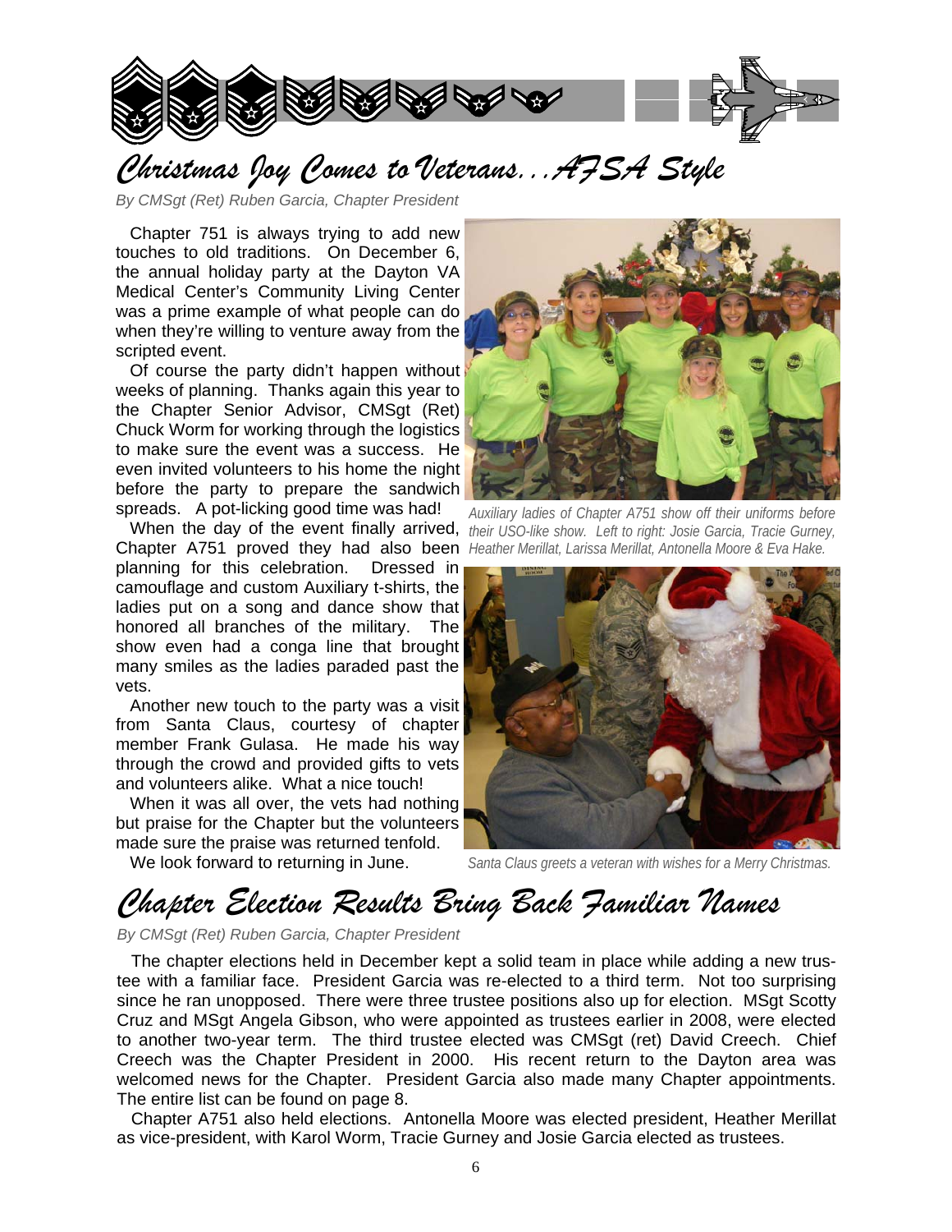# Christmas Joy Comes to Veterans...AFSA Style

*By CMSgt (Ret) Ruben Garcia, Chapter President*

Chapter 751 is always trying to add new touches to old traditions. On December 6, the annual holiday party at the Dayton VA Medical Center's Community Living Center was a prime example of what people can do when they're willing to venture away from the scripted event.

Of course the party didn't happen without weeks of planning. Thanks again this year to the Chapter Senior Advisor, CMSgt (Ret) Chuck Worm for working through the logistics to make sure the event was a success. He even invited volunteers to his home the night before the party to prepare the sandwich spreads. A pot-licking good time was had!

When the day of the event finally arrived, Chapter A751 proved they had also been planning for this celebration. Dressed in camouflage and custom Auxiliary t-shirts, the ladies put on a song and dance show that honored all branches of the military. The show even had a conga line that brought many smiles as the ladies paraded past the vets.

Another new touch to the party was a visit from Santa Claus, courtesy of chapter member Frank Gulasa. He made his way through the crowd and provided gifts to vets and volunteers alike. What a nice touch!

When it was all over, the vets had nothing but praise for the Chapter but the volunteers made sure the praise was returned tenfold.

We look forward to returning in June.

*Auxiliary ladies of Chapter A751 show off their uniforms before their USO-like show. Left to right: Josie Garcia, Tracie Gurney, Heather Merillat, Larissa Merillat, Antonella Moore & Eva Hake.*

*Santa Claus greets a veteran with wishes for a Merry Christmas.*

# Chapter Election Results Bring Back Familiar Names

*By CMSgt (Ret) Ruben Garcia, Chapter President*

The chapter elections held in December kept a solid team in place while adding a new trustee with a familiar face. President Garcia was re-elected to a third term. Not too surprising since he ran unopposed. There were three trustee positions also up for election. MSgt Scotty Cruz and MSgt Angela Gibson, who were appointed as trustees earlier in 2008, were elected to another two-year term. The third trustee elected was CMSgt (ret) David Creech. Chief Creech was the Chapter President in 2000. His recent return to the Dayton area was welcomed news for the Chapter. President Garcia also made many Chapter appointments. The entire list can be found on page 8.

Chapter A751 also held elections. Antonella Moore was elected president, Heather Merillat as vice-president, with Karol Worm, Tracie Gurney and Josie Garcia elected as trustees.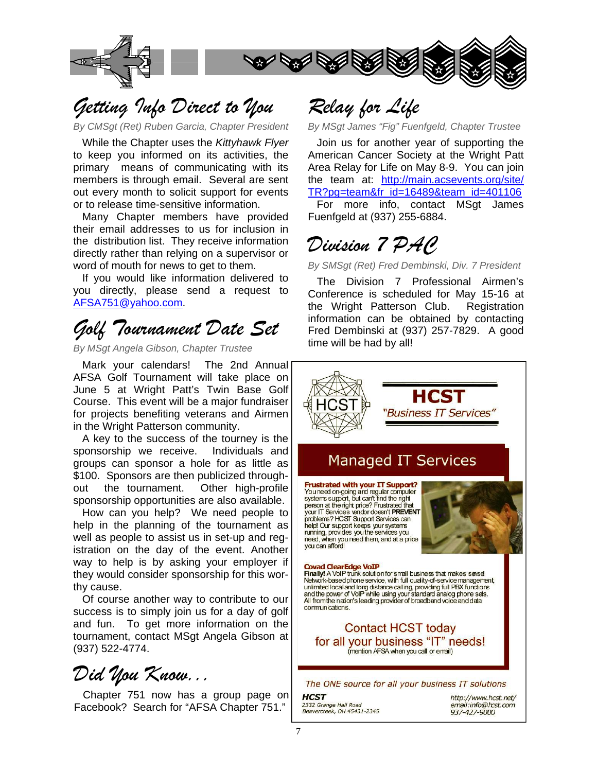## Getting Info Direct to You

*By CMSgt (Ret) Ruben Garcia, Chapter President*

While the Chapter uses the *Kittyhawk Flyer* to keep you informed on its activities, the primary means of communicating with its members is through email. Several are sent out every month to solicit support for events or to release time-sensitive information.

Many Chapter members have provided their email addresses to us for inclusion in the distribution list. They receive information directly rather than relying on a supervisor or word of mouth for news to get to them.

If you would like information delivered to you directly, please send a request to AFSA751@yahoo.com.

## Golf Tournament Date Set

*By MSgt Angela Gibson, Chapter Trustee*

Mark your calendars! The 2nd Annual AFSA Golf Tournament will take place on June 5 at Wright Patt's Twin Base Golf Course. This event will be a major fundraiser for projects benefiting veterans and Airmen in the Wright Patterson community.

A key to the success of the tourney is the sponsorship we receive. Individuals and groups can sponsor a hole for as little as $100. Sponsors are then publicized throughout the tournament. Other high-profile sponsorship opportunities are also available.

How can you help? We need people to help in the planning of the tournament as well as people to assist us in set-up and registration on the day of the event. Another way to help is by asking your employer if they would consider sponsorship for this worthy cause.

Of course another way to contribute to our success is to simply join us for a day of golf and fun. To get more information on the tournament, contact MSgt Angela Gibson at (937) 522-4774.

## Did You Know...

Chapter 751 now has a group page on Facebook? Search for "AFSA Chapter 751."

## Relay for Life

*By MSgt James "Fig" Fuenfgeld, Chapter Trustee*

Join us for another year of supporting the American Cancer Society at the Wright Patt Area Relay for Life on May 8-9. You can join the team at: http://main.acsevents.org/site/TR?pg=team&fr_id=16489&team_id=401106

For more info, contact MSgt James Fuenfgeld at (937) 255-6884.

## Division 7 PAC

*By SMSgt (Ret) Fred Dembinski, Div. 7 President*

The Division 7 Professional Airmen's Conference is scheduled for May 15-16 at the Wright Patterson Club. Registration information can be obtained by contacting Fred Dembinski at (937) 257-7829. A good time will be had by all!

---

**HCST**

*"Business IT Services"*

### Managed IT Services

**Frustrated with your IT Support?**
You need on-going and regular computer systems support, but can't find the right person at the right price? Frustrated that your IT Services vendor doesn't **PREVENT** problems? HCST Support Services can help! Our support keeps your systems running, provides you the services you need, when you need them, and at a price you can afford!

**Covad ClearEdge VoIP**
**Finally!** A VoIP trunk solution for small business that makes sense! Network-based phone service, with full quality-of-service management, unlimited local and long distance calling, providing full PBX functions and the power of VoIP while using your standard analog phone sets. All from the nation's leading provider of broadband voice and data communications.

Contact HCST today
for all your business "IT" needs!
(mention AFSA when you call or email)

*The ONE source for all your business IT solutions*

**HCST**
2332 Grange Hall Road
Beavercreek, OH 45431-2345

http://www.hcst.net/
email:info@hcst.com
937-427-9000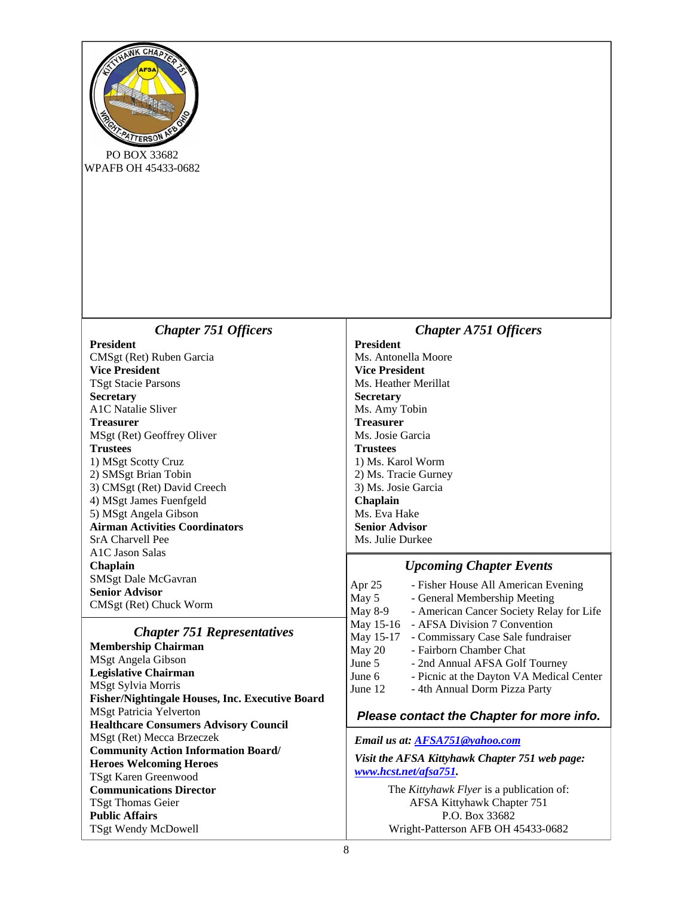PO BOX 33682
WPAFB OH 45433-0682

## *Chapter 751 Officers*

**President**
CMSgt (Ret) Ruben Garcia
**Vice President**
TSgt Stacie Parsons
**Secretary**
A1C Natalie Sliver
**Treasurer**
MSgt (Ret) Geoffrey Oliver
**Trustees**
1) MSgt Scotty Cruz
2) SMSgt Brian Tobin
3) CMSgt (Ret) David Creech
4) MSgt James Fuenfgeld
5) MSgt Angela Gibson
**Airman Activities Coordinators**
SrA Charvell Pee
A1C Jason Salas
**Chaplain**
SMSgt Dale McGavran
**Senior Advisor**
CMSgt (Ret) Chuck Worm

## *Chapter 751 Representatives*

**Membership Chairman**
MSgt Angela Gibson
**Legislative Chairman**
MSgt Sylvia Morris
**Fisher/Nightingale Houses, Inc. Executive Board**
MSgt Patricia Yelverton
**Healthcare Consumers Advisory Council**
MSgt (Ret) Mecca Brzeczek
**Community Action Information Board/ Heroes Welcoming Heroes**
TSgt Karen Greenwood
**Communications Director**
TSgt Thomas Geier
**Public Affairs**
TSgt Wendy McDowell

## *Chapter A751 Officers*

**President**
Ms. Antonella Moore
**Vice President**
Ms. Heather Merillat
**Secretary**
Ms. Amy Tobin
**Treasurer**
Ms. Josie Garcia
**Trustees**
1) Ms. Karol Worm
2) Ms. Tracie Gurney
3) Ms. Josie Garcia
**Chaplain**
Ms. Eva Hake
**Senior Advisor**
Ms. Julie Durkee

## *Upcoming Chapter Events*

| | |
|---|---|
| Apr 25 | - Fisher House All American Evening |
| May 5 | - General Membership Meeting |
| May 8-9 | - American Cancer Society Relay for Life |
| May 15-16 | - AFSA Division 7 Convention |
| May 15-17 | - Commissary Case Sale fundraiser |
| May 20 | - Fairborn Chamber Chat |
| June 5 | - 2nd Annual AFSA Golf Tourney |
| June 6 | - Picnic at the Dayton VA Medical Center |
| June 12 | - 4th Annual Dorm Pizza Party |

***Please contact the Chapter for more info.***

***Email us at: AFSA751@yahoo.com***

***Visit the AFSA Kittyhawk Chapter 751 web page: www.hcst.net/afsa751.***

The *Kittyhawk Flyer* is a publication of:
AFSA Kittyhawk Chapter 751
P.O. Box 33682
Wright-Patterson AFB OH 45433-0682